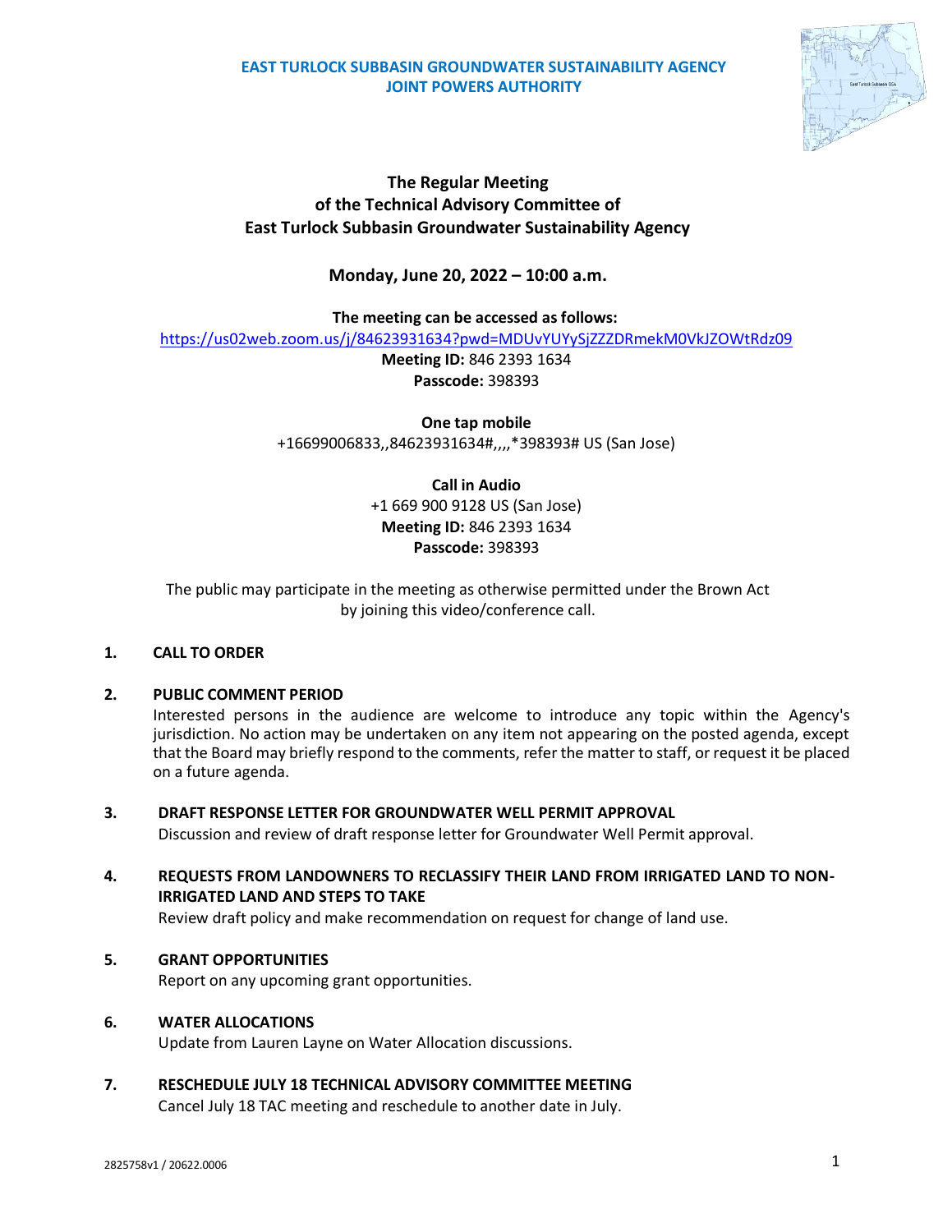**EAST TURLOCK SUBBASIN GROUNDWATER SUSTAINABILITY AGENCY**
**JOINT POWERS AUTHORITY**

# The Regular Meeting of the Technical Advisory Committee of East Turlock Subbasin Groundwater Sustainability Agency

**Monday, June 20, 2022 – 10:00 a.m.**

**The meeting can be accessed as follows:**

https://us02web.zoom.us/j/84623931634?pwd=MDUvYUYySjZZZDRmekM0VkJZOWtRdz09

**Meeting ID:** 846 2393 1634
**Passcode:** 398393

**One tap mobile**
+16699006833,,84623931634#,,,,*398393# US (San Jose)

**Call in Audio**
+1 669 900 9128 US (San Jose)
**Meeting ID:** 846 2393 1634
**Passcode:** 398393

The public may participate in the meeting as otherwise permitted under the Brown Act by joining this video/conference call.

1. **CALL TO ORDER**

2. **PUBLIC COMMENT PERIOD**
   Interested persons in the audience are welcome to introduce any topic within the Agency's jurisdiction. No action may be undertaken on any item not appearing on the posted agenda, except that the Board may briefly respond to the comments, refer the matter to staff, or request it be placed on a future agenda.

3. **DRAFT RESPONSE LETTER FOR GROUNDWATER WELL PERMIT APPROVAL**
   Discussion and review of draft response letter for Groundwater Well Permit approval.

4. **REQUESTS FROM LANDOWNERS TO RECLASSIFY THEIR LAND FROM IRRIGATED LAND TO NON-IRRIGATED LAND AND STEPS TO TAKE**
   Review draft policy and make recommendation on request for change of land use.

5. **GRANT OPPORTUNITIES**
   Report on any upcoming grant opportunities.

6. **WATER ALLOCATIONS**
   Update from Lauren Layne on Water Allocation discussions.

7. **RESCHEDULE JULY 18 TECHNICAL ADVISORY COMMITTEE MEETING**
   Cancel July 18 TAC meeting and reschedule to another date in July.

2825758v1 / 20622.0006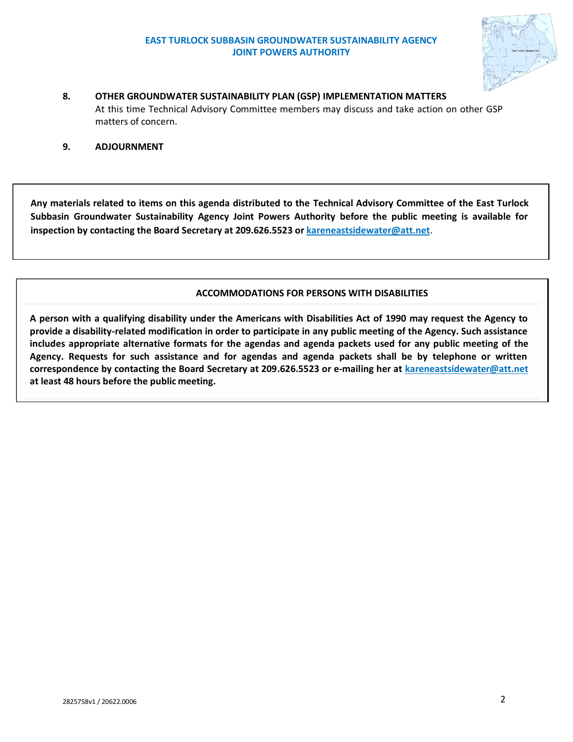**8. OTHER GROUNDWATER SUSTAINABILITY PLAN (GSP) IMPLEMENTATION MATTERS**

At this time Technical Advisory Committee members may discuss and take action on other GSP matters of concern.

**9. ADJOURNMENT**

**Any materials related to items on this agenda distributed to the Technical Advisory Committee of the East Turlock Subbasin Groundwater Sustainability Agency Joint Powers Authority before the public meeting is available for inspection by contacting the Board Secretary at 209.626.5523 or kareneastsidewater@att.net.**

**ACCOMMODATIONS FOR PERSONS WITH DISABILITIES**

**A person with a qualifying disability under the Americans with Disabilities Act of 1990 may request the Agency to provide a disability-related modification in order to participate in any public meeting of the Agency. Such assistance includes appropriate alternative formats for the agendas and agenda packets used for any public meeting of the Agency. Requests for such assistance and for agendas and agenda packets shall be by telephone or written correspondence by contacting the Board Secretary at 209.626.5523 or e-mailing her at kareneastsidewater@att.net at least 48 hours before the public meeting.**

2825758v1 / 20622.0006